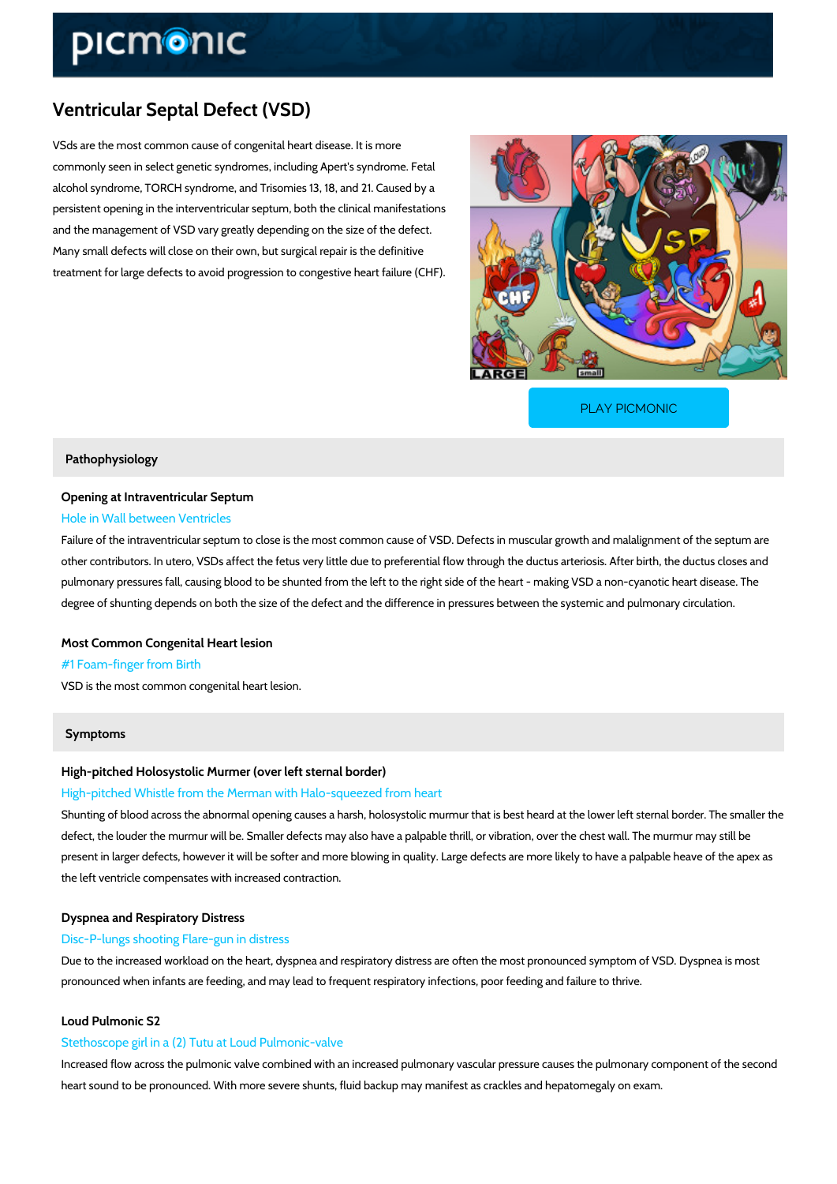# Ventricular Septal Defect (VSD)

VSds are the most common cause of congenital heart disease. It is more commonly seen in select genetic syndromes, including Apert's syndrome. Fetal alcohol syndrome, TORCH syndrome, and Trisomies 13, 18, and 21. Caused by a persistent opening in the interventricular septum, both the clinical manifestations and the management of VSD vary greatly depending on the size of the defect. Many small defects will close on their own, but surgical repair is the definitive treatment for large defects to avoid progression to congestive heart failure (CHF).

PLAY PICMONIC

## Pathophysiology

### Opening at Intraventricular Septum

Hole in Wall between Ventricles

Failure of the intraventricular septum to close is the most common cause of VSD. Defects in muscular growth and malalignment of the septum are other contributors. In utero, VSDs affect the fetus very little due to preferential flow through the ductus arteriosis. After birth, the ductus closes and pulmonary pressures fall, causing blood to be shunted from the left to the right side of the heart - making VSD a non-cyanotic heart disease. The degree of shunting depends on both the size of the defect and the difference in pressures between the systemic and pulmonary circulation.

### Most Common Congenital Heart lesion

#1 Foam-finger from Birth

VSD is the most common congenital heart lesion.

## Symptoms

### High-pitched Holosystolic Murmer (over left sternal border)

High-pitched Whistle from the Merman with Halo-squeezed from heart

Shunting of blood across the abnormal opening causes a harsh, holosystolic murmur that is best heard at the lower left sternal border. The smaller the defect, the louder the murmur will be. Smaller defects may also have a palpable thrill, or vibration, over the chest wall. The murmur may still be present in larger defects, however it will be softer and more blowing in quality. Large defects are more likely to have a palpable heave of the apex as the left ventricle compensates with increased contraction.

### Dyspnea and Respiratory Distress

Disc-P-lungs shooting Flare-gun in distress

Due to the increased workload on the heart, dyspnea and respiratory distress are often the most pronounced symptom of VSD. Dyspnea is most pronounced when infants are feeding, and may lead to frequent respiratory infections, poor feeding and failure to thrive.

### Loud Pulmonic S2

Stethoscope girl in a (2) Tutu at Loud Pulmonic-valve

Increased flow across the pulmonic valve combined with an increased pulmonary vascular pressure causes the pulmonary component of the second heart sound to be pronounced. With more severe shunts, fluid backup may manifest as crackles and hepatomegaly on exam.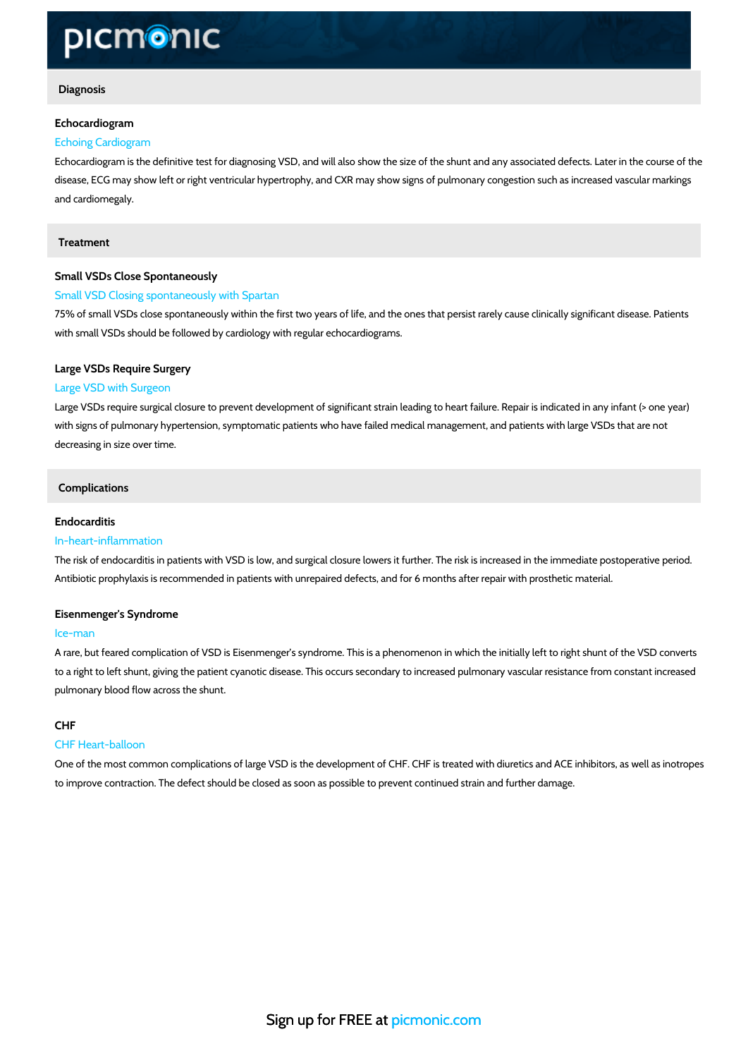## Diagnosis

### Echocardiogram

Echoing Cardiogram

Echocardiogram is the definitive test for diagnosing VSD, and will also show the size of the shunt and any associated defects. Later in the course of the disease, ECG may show left or right ventricular hypertrophy, and CXR may show signs of pulmonary congestion such as increased vascular markings and cardiomegaly.

## Treatment

### Small VSDs Close Spontaneously

Small VSD Closing spontaneously with Spartan

75% of small VSDs close spontaneously within the first two years of life, and the ones that persist rarely cause clinically significant disease. Patients with small VSDs should be followed by cardiology with regular echocardiograms.

### Large VSDs Require Surgery

Large VSD with Surgeon

Large VSDs require surgical closure to prevent development of significant strain leading to heart failure. Repair is indicated in any infant (> one year) with signs of pulmonary hypertension, symptomatic patients who have failed medical management, and patients with large VSDs that are not decreasing in size over time.

## Complications

### Endocarditis

In-heart-inflammation

The risk of endocarditis in patients with VSD is low, and surgical closure lowers it further. The risk is increased in the immediate postoperative period. Antibiotic prophylaxis is recommended in patients with unrepaired defects, and for 6 months after repair with prosthetic material.

### Eisenmenger's Syndrome

Ice-man

A rare, but feared complication of VSD is Eisenmenger's syndrome. This is a phenomenon in which the initially left to right shunt of the VSD converts to a right to left shunt, giving the patient cyanotic disease. This occurs secondary to increased pulmonary vascular resistance from constant increased pulmonary blood flow across the shunt.

### CHF

CHF Heart-balloon

One of the most common complications of large VSD is the development of CHF. CHF is treated with diuretics and ACE inhibitors, as well as inotropes to improve contraction. The defect should be closed as soon as possible to prevent continued strain and further damage.